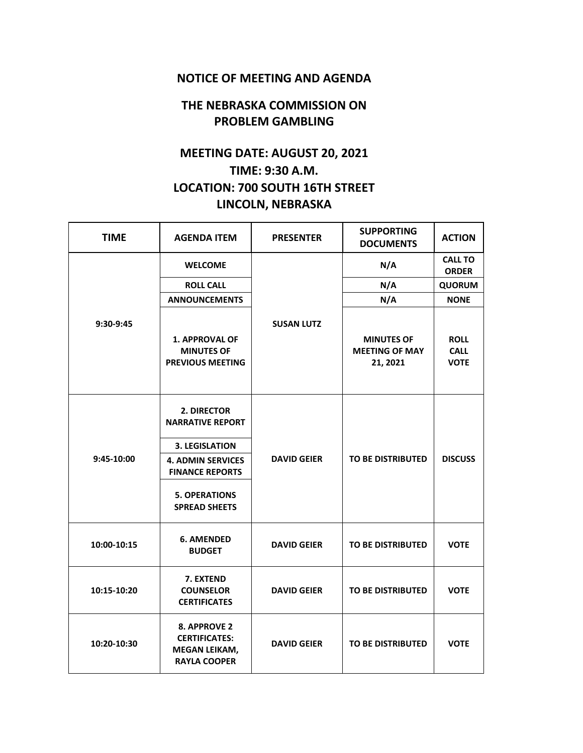# NOTICE OF MEETING AND AGENDA

## THE NEBRASKA COMMISSION ON PROBLEM GAMBLING

## MEETING DATE: AUGUST 20, 2021
## TIME: 9:30 A.M.
## LOCATION: 700 SOUTH 16TH STREET
## LINCOLN, NEBRASKA

| TIME | AGENDA ITEM | PRESENTER | SUPPORTING DOCUMENTS | ACTION |
|---|---|---|---|---|
| 9:30-9:45 | WELCOME | SUSAN LUTZ | N/A | CALL TO ORDER |
| | ROLL CALL | | N/A | QUORUM |
| | ANNOUNCEMENTS | | N/A | NONE |
| | 1. APPROVAL OF MINUTES OF PREVIOUS MEETING | | MINUTES OF MEETING OF MAY 21, 2021 | ROLL CALL VOTE |
| 9:45-10:00 | 2. DIRECTOR NARRATIVE REPORT | DAVID GEIER | TO BE DISTRIBUTED | DISCUSS |
| | 3. LEGISLATION | | | |
| | 4. ADMIN SERVICES FINANCE REPORTS | | | |
| | 5. OPERATIONS SPREAD SHEETS | | | |
| 10:00-10:15 | 6. AMENDED BUDGET | DAVID GEIER | TO BE DISTRIBUTED | VOTE |
| 10:15-10:20 | 7. EXTEND COUNSELOR CERTIFICATES | DAVID GEIER | TO BE DISTRIBUTED | VOTE |
| 10:20-10:30 | 8. APPROVE 2 CERTIFICATES: MEGAN LEIKAM, RAYLA COOPER | DAVID GEIER | TO BE DISTRIBUTED | VOTE |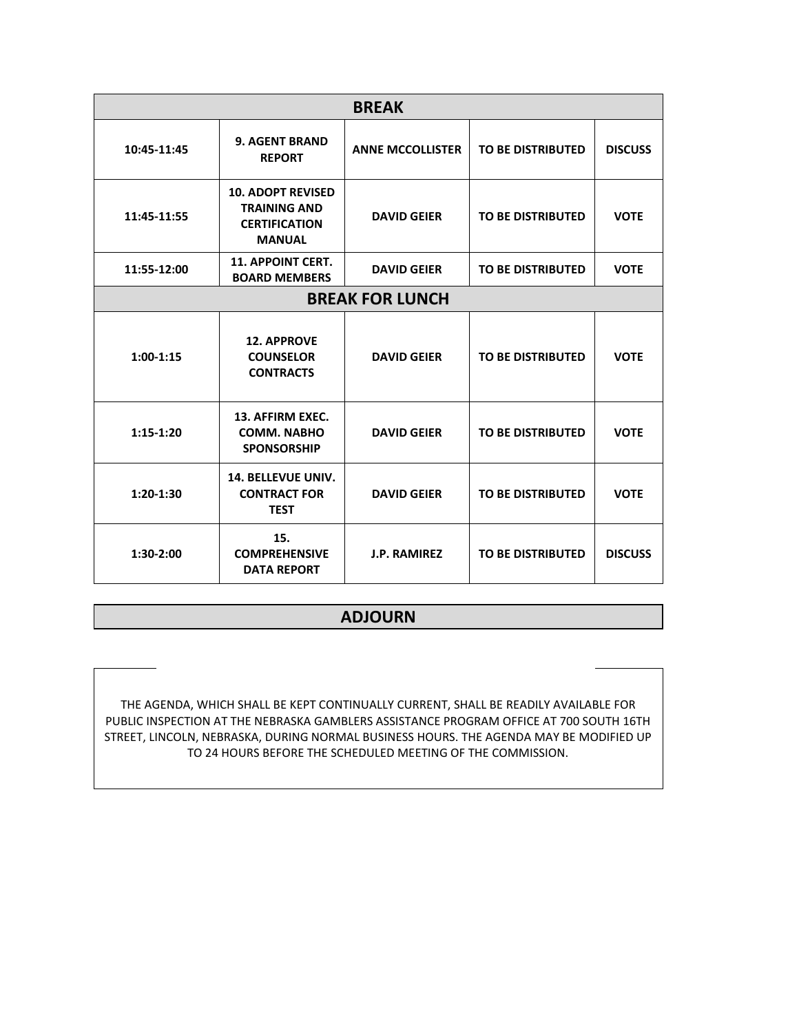| | | | | |
|---|---|---|---|---|
| **BREAK** | | | | |
| **10:45-11:45** | **9. AGENT BRAND REPORT** | **ANNE MCCOLLISTER** | **TO BE DISTRIBUTED** | **DISCUSS** |
| **11:45-11:55** | **10. ADOPT REVISED TRAINING AND CERTIFICATION MANUAL** | **DAVID GEIER** | **TO BE DISTRIBUTED** | **VOTE** |
| **11:55-12:00** | **11. APPOINT CERT. BOARD MEMBERS** | **DAVID GEIER** | **TO BE DISTRIBUTED** | **VOTE** |
| **BREAK FOR LUNCH** | | | | |
| **1:00-1:15** | **12. APPROVE COUNSELOR CONTRACTS** | **DAVID GEIER** | **TO BE DISTRIBUTED** | **VOTE** |
| **1:15-1:20** | **13. AFFIRM EXEC. COMM. NABHO SPONSORSHIP** | **DAVID GEIER** | **TO BE DISTRIBUTED** | **VOTE** |
| **1:20-1:30** | **14. BELLEVUE UNIV. CONTRACT FOR TEST** | **DAVID GEIER** | **TO BE DISTRIBUTED** | **VOTE** |
| **1:30-2:00** | **15. COMPREHENSIVE DATA REPORT** | **J.P. RAMIREZ** | **TO BE DISTRIBUTED** | **DISCUSS** |

## ADJOURN

THE AGENDA, WHICH SHALL BE KEPT CONTINUALLY CURRENT, SHALL BE READILY AVAILABLE FOR PUBLIC INSPECTION AT THE NEBRASKA GAMBLERS ASSISTANCE PROGRAM OFFICE AT 700 SOUTH 16TH STREET, LINCOLN, NEBRASKA, DURING NORMAL BUSINESS HOURS. THE AGENDA MAY BE MODIFIED UP TO 24 HOURS BEFORE THE SCHEDULED MEETING OF THE COMMISSION.